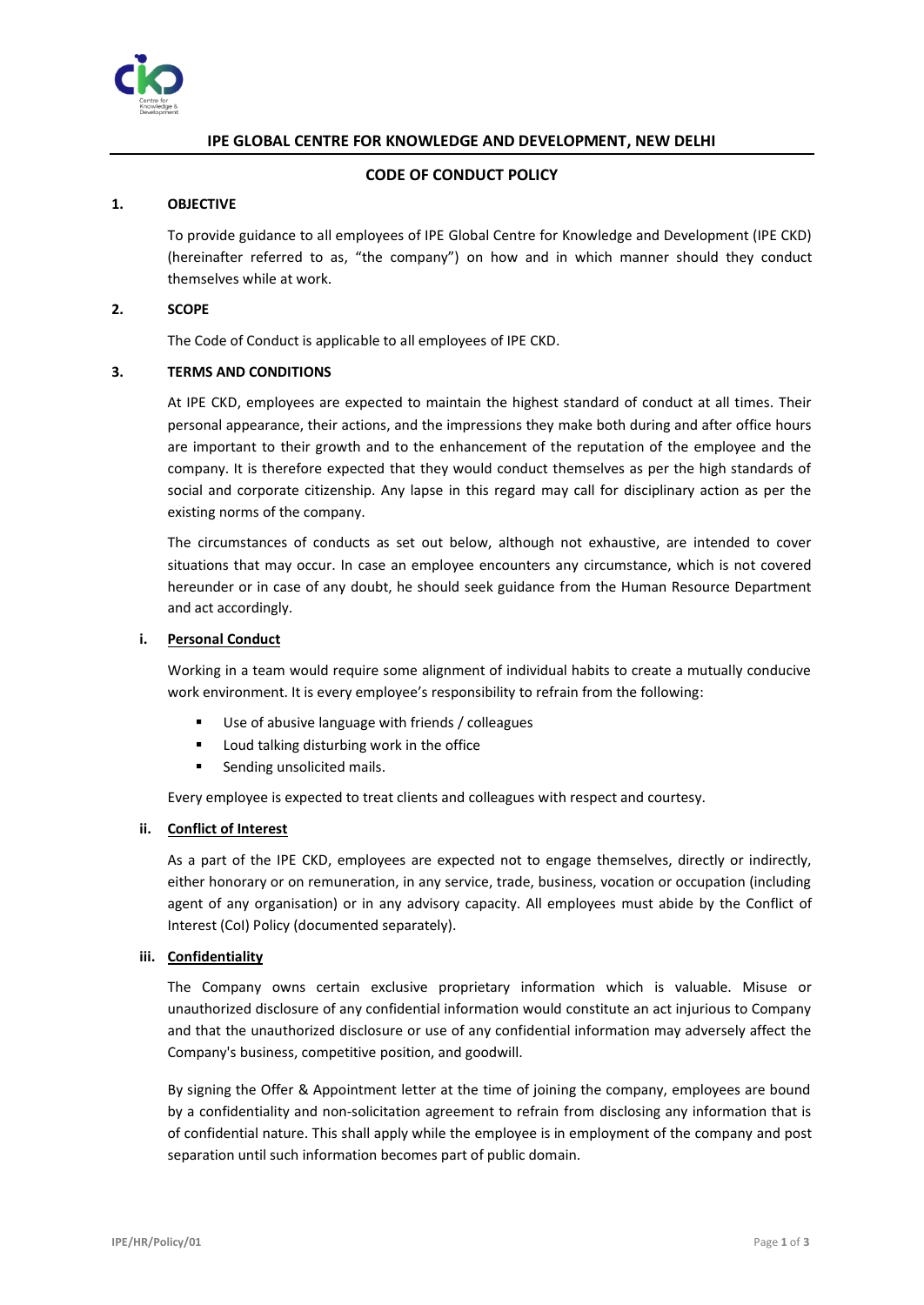# IPE GLOBAL CENTRE FOR KNOWLEDGE AND DEVELOPMENT, NEW DELHI

## CODE OF CONDUCT POLICY

### 1. OBJECTIVE

To provide guidance to all employees of IPE Global Centre for Knowledge and Development (IPE CKD) (hereinafter referred to as, "the company") on how and in which manner should they conduct themselves while at work.

### 2. SCOPE

The Code of Conduct is applicable to all employees of IPE CKD.

### 3. TERMS AND CONDITIONS

At IPE CKD, employees are expected to maintain the highest standard of conduct at all times. Their personal appearance, their actions, and the impressions they make both during and after office hours are important to their growth and to the enhancement of the reputation of the employee and the company. It is therefore expected that they would conduct themselves as per the high standards of social and corporate citizenship. Any lapse in this regard may call for disciplinary action as per the existing norms of the company.

The circumstances of conducts as set out below, although not exhaustive, are intended to cover situations that may occur. In case an employee encounters any circumstance, which is not covered hereunder or in case of any doubt, he should seek guidance from the Human Resource Department and act accordingly.

#### i. Personal Conduct

Working in a team would require some alignment of individual habits to create a mutually conducive work environment. It is every employee's responsibility to refrain from the following:

- Use of abusive language with friends / colleagues
- Loud talking disturbing work in the office
- Sending unsolicited mails.

Every employee is expected to treat clients and colleagues with respect and courtesy.

#### ii. Conflict of Interest

As a part of the IPE CKD, employees are expected not to engage themselves, directly or indirectly, either honorary or on remuneration, in any service, trade, business, vocation or occupation (including agent of any organisation) or in any advisory capacity. All employees must abide by the Conflict of Interest (CoI) Policy (documented separately).

#### iii. Confidentiality

The Company owns certain exclusive proprietary information which is valuable. Misuse or unauthorized disclosure of any confidential information would constitute an act injurious to Company and that the unauthorized disclosure or use of any confidential information may adversely affect the Company's business, competitive position, and goodwill.

By signing the Offer & Appointment letter at the time of joining the company, employees are bound by a confidentiality and non-solicitation agreement to refrain from disclosing any information that is of confidential nature. This shall apply while the employee is in employment of the company and post separation until such information becomes part of public domain.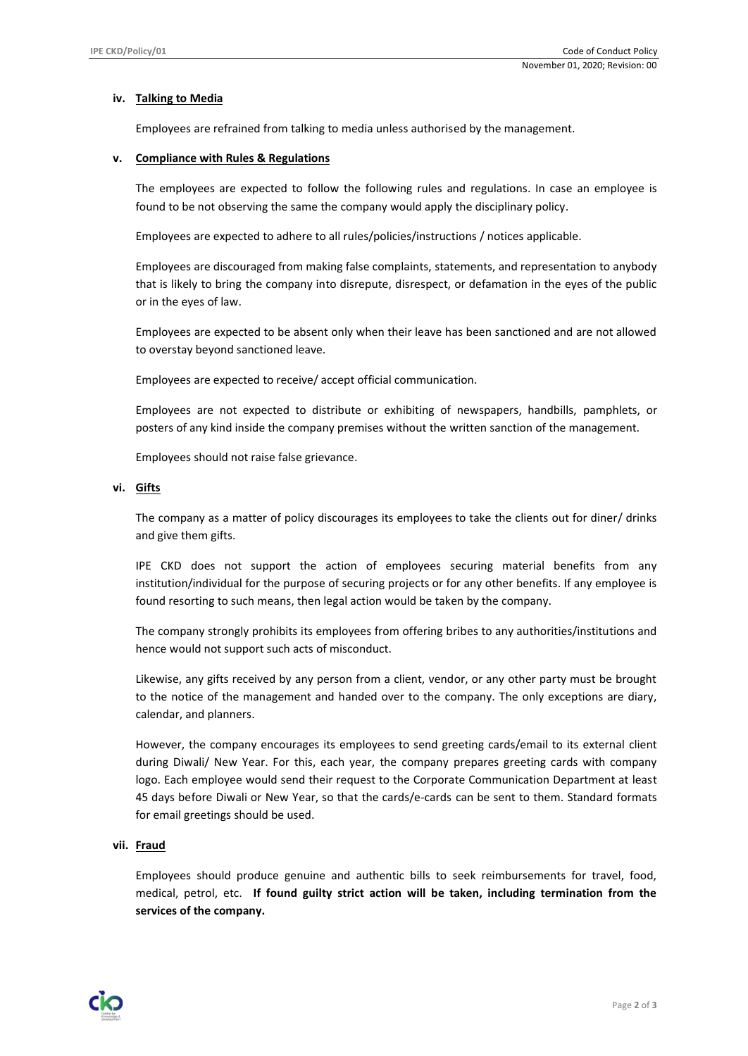### iv. Talking to Media

Employees are refrained from talking to media unless authorised by the management.

### v. Compliance with Rules & Regulations

The employees are expected to follow the following rules and regulations. In case an employee is found to be not observing the same the company would apply the disciplinary policy.

Employees are expected to adhere to all rules/policies/instructions / notices applicable.

Employees are discouraged from making false complaints, statements, and representation to anybody that is likely to bring the company into disrepute, disrespect, or defamation in the eyes of the public or in the eyes of law.

Employees are expected to be absent only when their leave has been sanctioned and are not allowed to overstay beyond sanctioned leave.

Employees are expected to receive/ accept official communication.

Employees are not expected to distribute or exhibiting of newspapers, handbills, pamphlets, or posters of any kind inside the company premises without the written sanction of the management.

Employees should not raise false grievance.

### vi. Gifts

The company as a matter of policy discourages its employees to take the clients out for diner/ drinks and give them gifts.

IPE CKD does not support the action of employees securing material benefits from any institution/individual for the purpose of securing projects or for any other benefits. If any employee is found resorting to such means, then legal action would be taken by the company.

The company strongly prohibits its employees from offering bribes to any authorities/institutions and hence would not support such acts of misconduct.

Likewise, any gifts received by any person from a client, vendor, or any other party must be brought to the notice of the management and handed over to the company. The only exceptions are diary, calendar, and planners.

However, the company encourages its employees to send greeting cards/email to its external client during Diwali/ New Year. For this, each year, the company prepares greeting cards with company logo. Each employee would send their request to the Corporate Communication Department at least 45 days before Diwali or New Year, so that the cards/e-cards can be sent to them. Standard formats for email greetings should be used.

### vii. Fraud

Employees should produce genuine and authentic bills to seek reimbursements for travel, food, medical, petrol, etc. **If found guilty strict action will be taken, including termination from the services of the company.**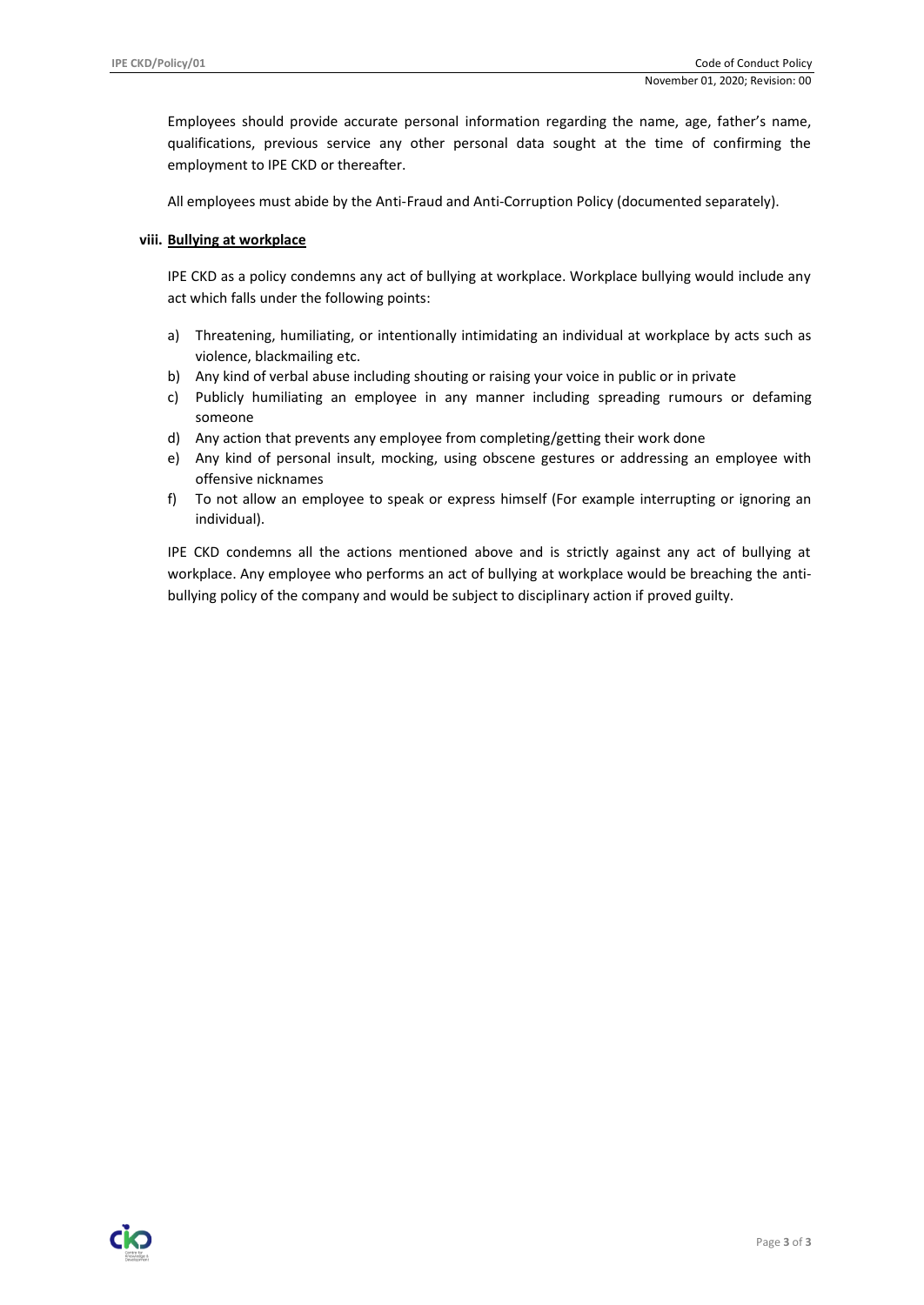Employees should provide accurate personal information regarding the name, age, father's name, qualifications, previous service any other personal data sought at the time of confirming the employment to IPE CKD or thereafter.

All employees must abide by the Anti-Fraud and Anti-Corruption Policy (documented separately).

**viii. Bullying at workplace**

IPE CKD as a policy condemns any act of bullying at workplace. Workplace bullying would include any act which falls under the following points:

a) Threatening, humiliating, or intentionally intimidating an individual at workplace by acts such as violence, blackmailing etc.
b) Any kind of verbal abuse including shouting or raising your voice in public or in private
c) Publicly humiliating an employee in any manner including spreading rumours or defaming someone
d) Any action that prevents any employee from completing/getting their work done
e) Any kind of personal insult, mocking, using obscene gestures or addressing an employee with offensive nicknames
f) To not allow an employee to speak or express himself (For example interrupting or ignoring an individual).

IPE CKD condemns all the actions mentioned above and is strictly against any act of bullying at workplace. Any employee who performs an act of bullying at workplace would be breaching the anti-bullying policy of the company and would be subject to disciplinary action if proved guilty.